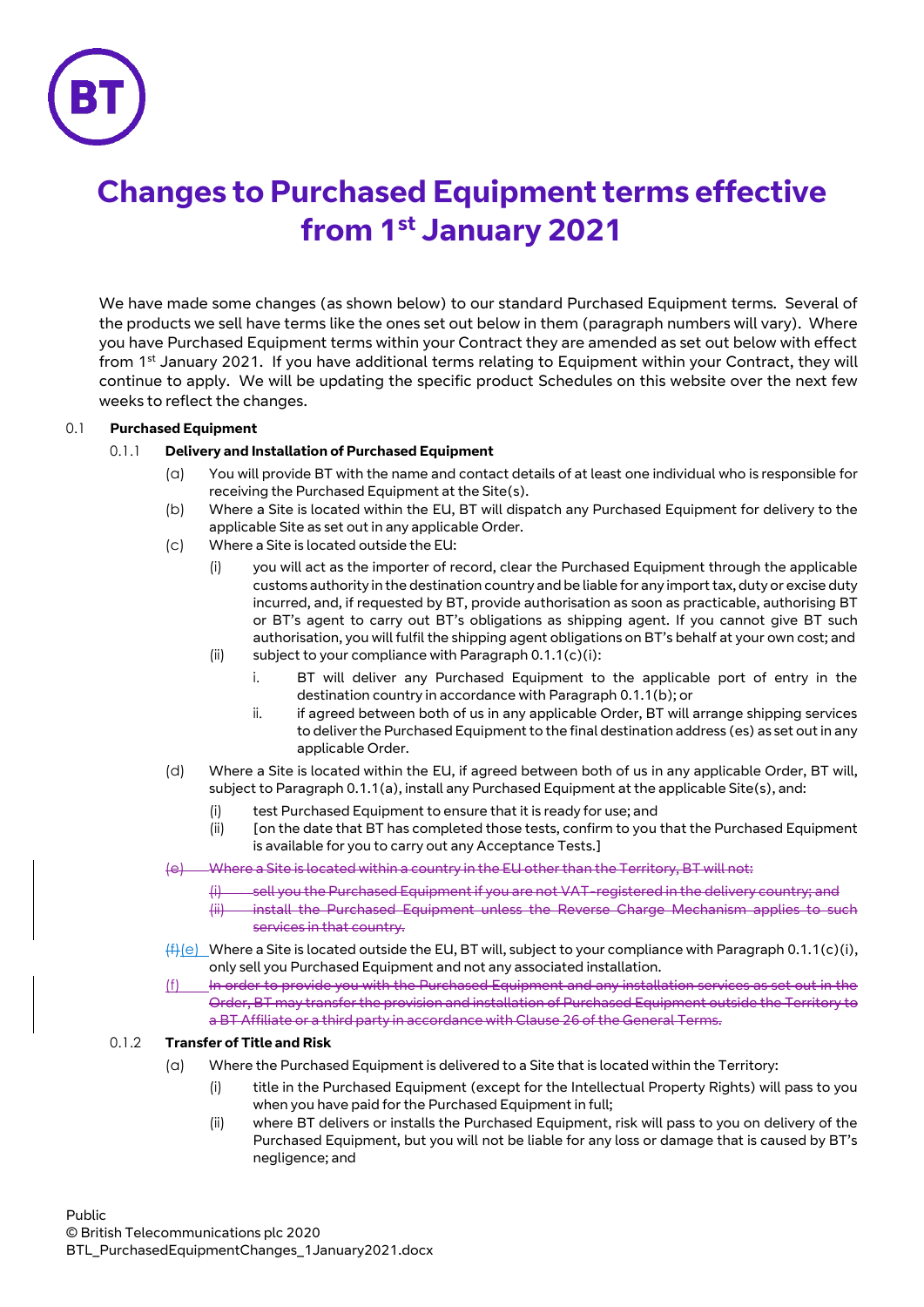# Changes to Purchased Equipment terms effective from 1st January 2021

We have made some changes (as shown below) to our standard Purchased Equipment terms. Several of the products we sell have terms like the ones set out below in them (paragraph numbers will vary). Where you have Purchased Equipment terms within your Contract they are amended as set out below with effect from 1st January 2021. If you have additional terms relating to Equipment within your Contract, they will continue to apply. We will be updating the specific product Schedules on this website over the next few weeks to reflect the changes.

0.1 **Purchased Equipment**

0.1.1 **Delivery and Installation of Purchased Equipment**

(a) You will provide BT with the name and contact details of at least one individual who is responsible for receiving the Purchased Equipment at the Site(s).

(b) Where a Site is located within the EU, BT will dispatch any Purchased Equipment for delivery to the applicable Site as set out in any applicable Order.

(c) Where a Site is located outside the EU:

(i) you will act as the importer of record, clear the Purchased Equipment through the applicable customs authority in the destination country and be liable for any import tax, duty or excise duty incurred, and, if requested by BT, provide authorisation as soon as practicable, authorising BT or BT's agent to carry out BT's obligations as shipping agent. If you cannot give BT such authorisation, you will fulfil the shipping agent obligations on BT's behalf at your own cost; and

(ii) subject to your compliance with Paragraph 0.1.1(c)(i):

i. BT will deliver any Purchased Equipment to the applicable port of entry in the destination country in accordance with Paragraph 0.1.1(b); or

ii. if agreed between both of us in any applicable Order, BT will arrange shipping services to deliver the Purchased Equipment to the final destination address (es) as set out in any applicable Order.

(d) Where a Site is located within the EU, if agreed between both of us in any applicable Order, BT will, subject to Paragraph 0.1.1(a), install any Purchased Equipment at the applicable Site(s), and:

(i) test Purchased Equipment to ensure that it is ready for use; and

(ii) [on the date that BT has completed those tests, confirm to you that the Purchased Equipment is available for you to carry out any Acceptance Tests.]

~~(e) Where a Site is located within a country in the EU other than the Territory, BT will not:~~

~~(i) sell you the Purchased Equipment if you are not VAT-registered in the delivery country; and~~

~~(ii) install the Purchased Equipment unless the Reverse Charge Mechanism applies to such services in that country.~~

~~(f)~~(e) Where a Site is located outside the EU, BT will, subject to your compliance with Paragraph 0.1.1(c)(i), only sell you Purchased Equipment and not any associated installation.

~~(f) In order to provide you with the Purchased Equipment and any installation services as set out in the Order, BT may transfer the provision and installation of Purchased Equipment outside the Territory to a BT Affiliate or a third party in accordance with Clause 26 of the General Terms.~~

0.1.2 **Transfer of Title and Risk**

(a) Where the Purchased Equipment is delivered to a Site that is located within the Territory:

(i) title in the Purchased Equipment (except for the Intellectual Property Rights) will pass to you when you have paid for the Purchased Equipment in full;

(ii) where BT delivers or installs the Purchased Equipment, risk will pass to you on delivery of the Purchased Equipment, but you will not be liable for any loss or damage that is caused by BT's negligence; and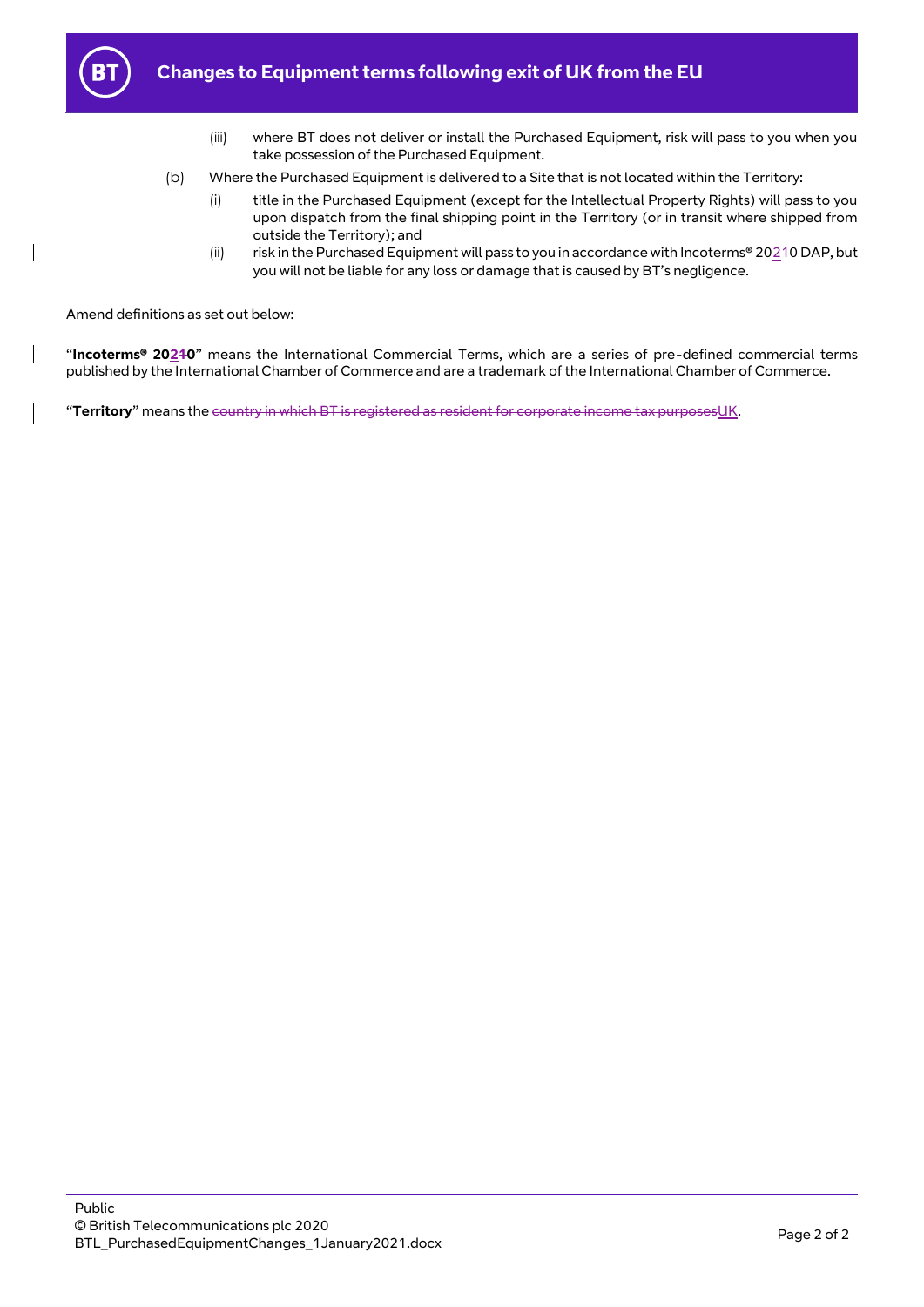(iii) where BT does not deliver or install the Purchased Equipment, risk will pass to you when you take possession of the Purchased Equipment.

(b) Where the Purchased Equipment is delivered to a Site that is not located within the Territory:

(i) title in the Purchased Equipment (except for the Intellectual Property Rights) will pass to you upon dispatch from the final shipping point in the Territory (or in transit where shipped from outside the Territory); and

(ii) risk in the Purchased Equipment will pass to you in accordance with Incoterms® 202~~1~~0 DAP, but you will not be liable for any loss or damage that is caused by BT's negligence.

Amend definitions as set out below:

"**Incoterms® 202~~1~~0**" means the International Commercial Terms, which are a series of pre-defined commercial terms published by the International Chamber of Commerce and are a trademark of the International Chamber of Commerce.

"**Territory**" means the ~~country in which BT is registered as resident for corporate income tax purposes~~UK.